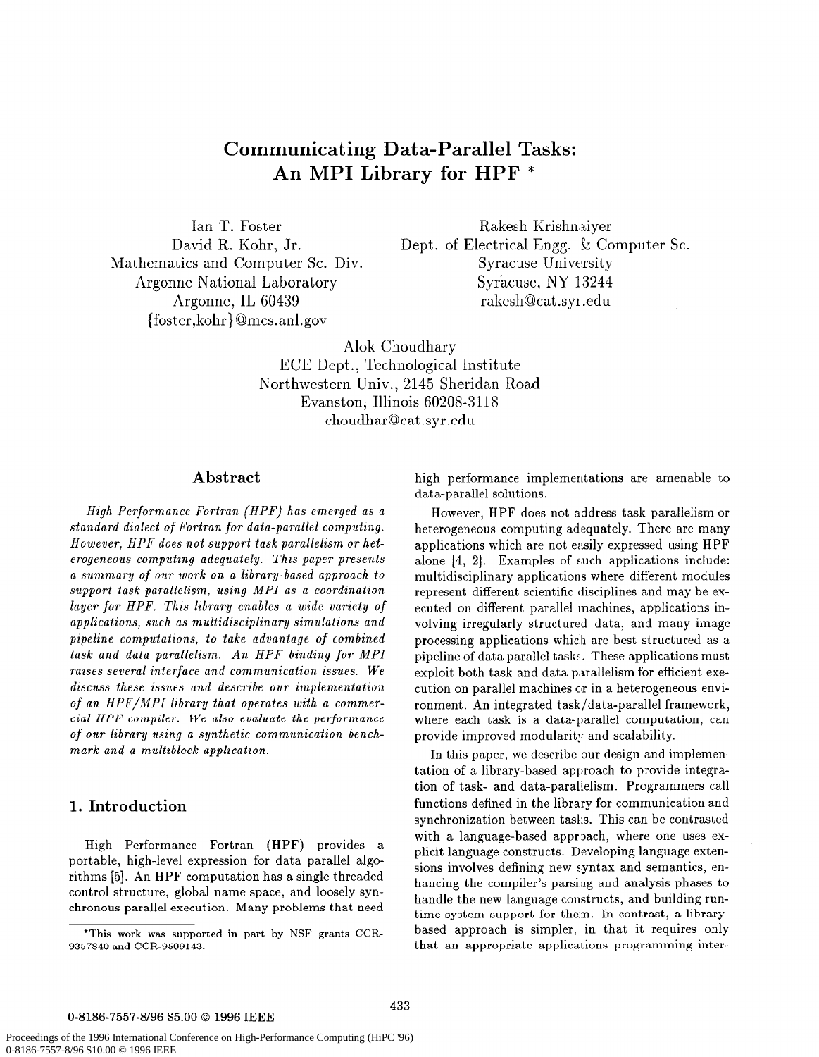# Communicating Data-Parallel Tasks: An MPI Library for HPF *

Ian T. Foster
David R. Kohr, Jr.
Mathematics and Computer Sc. Div.
Argonne National Laboratory
Argonne, IL 60439
{foster,kohr}@mcs.anl.gov

Rakesh Krishnaiyer
Dept. of Electrical Engg. & Computer Sc.
Syracuse University
Syracuse, NY 13244
rakesh@cat.syr.edu

Alok Choudhary
ECE Dept., Technological Institute
Northwestern Univ., 2145 Sheridan Road
Evanston, Illinois 60208-3118
choudhar@cat.syr.edu

## Abstract

*High Performance Fortran (HPF) has emerged as a standard dialect of Fortran for data-parallel computing. However, HPF does not support task parallelism or heterogeneous computing adequately. This paper presents a summary of our work on a library-based approach to support task parallelism, using MPI as a coordination layer for HPF. This library enables a wide variety of applications, such as multidisciplinary simulations and pipeline computations, to take advantage of combined task and data parallelism. An HPF binding for MPI raises several interface and communication issues. We discuss these issues and describe our implementation of an HPF/MPI library that operates with a commercial HPF compiler. We also evaluate the performance of our library using a synthetic communication benchmark and a multiblock application.*

## 1. Introduction

High Performance Fortran (HPF) provides a portable, high-level expression for data parallel algorithms [5]. An HPF computation has a single threaded control structure, global name space, and loosely synchronous parallel execution. Many problems that need high performance implementations are amenable to data-parallel solutions.

However, HPF does not address task parallelism or heterogeneous computing adequately. There are many applications which are not easily expressed using HPF alone [4, 2]. Examples of such applications include: multidisciplinary applications where different modules represent different scientific disciplines and may be executed on different parallel machines, applications involving irregularly structured data, and many image processing applications which are best structured as a pipeline of data parallel tasks. These applications must exploit both task and data parallelism for efficient execution on parallel machines or in a heterogeneous environment. An integrated task/data-parallel framework, where each task is a data-parallel computation, can provide improved modularity and scalability.

In this paper, we describe our design and implementation of a library-based approach to provide integration of task- and data-parallelism. Programmers call functions defined in the library for communication and synchronization between tasks. This can be contrasted with a language-based approach, where one uses explicit language constructs. Developing language extensions involves defining new syntax and semantics, enhancing the compiler's parsing and analysis phases to handle the new language constructs, and building runtime system support for them. In contrast, a library based approach is simpler, in that it requires only that an appropriate applications programming inter-

*This work was supported in part by NSF grants CCR-9357840 and CCR-9509143.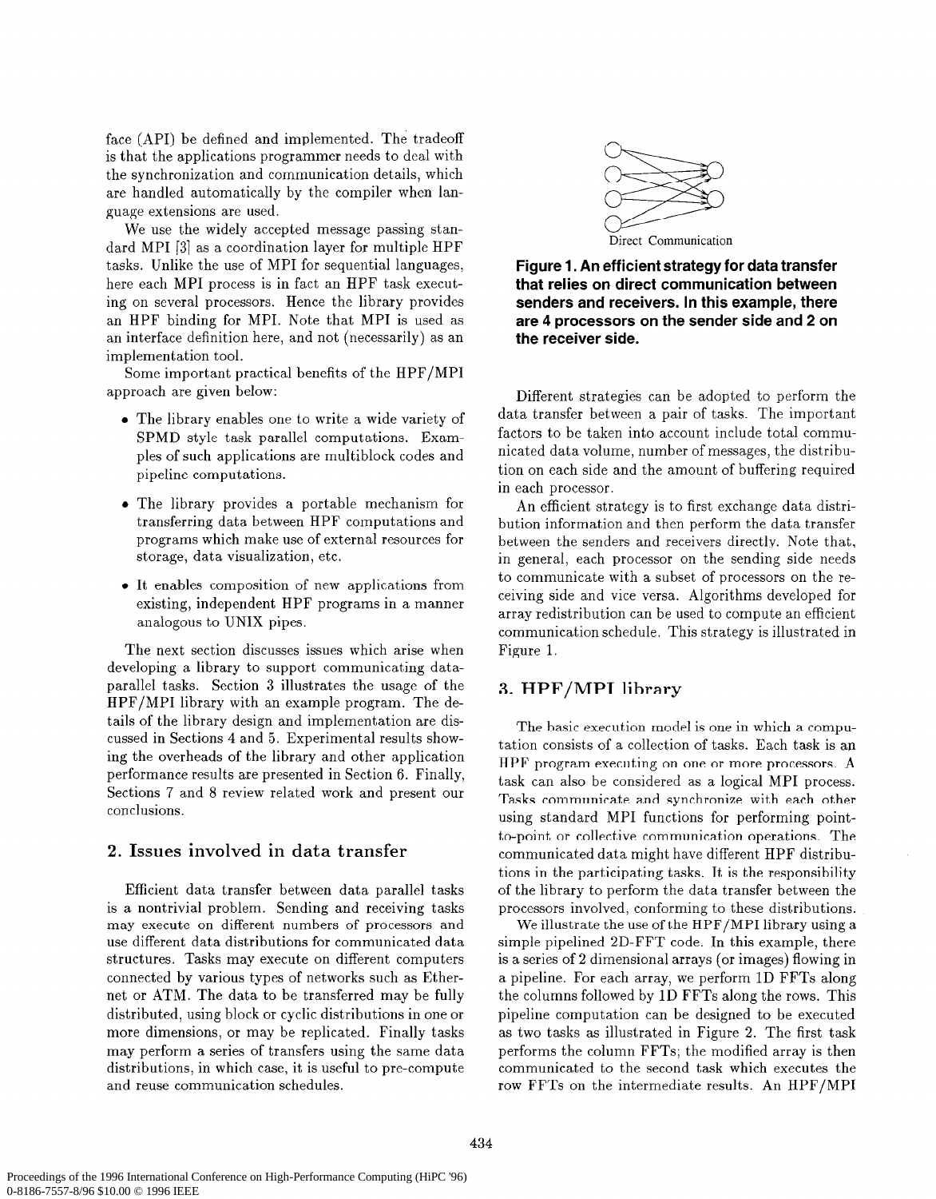face (API) be defined and implemented. The tradeoff is that the applications programmer needs to deal with the synchronization and communication details, which are handled automatically by the compiler when language extensions are used.

We use the widely accepted message passing standard MPI [3] as a coordination layer for multiple HPF tasks. Unlike the use of MPI for sequential languages, here each MPI process is in fact an HPF task executing on several processors. Hence the library provides an HPF binding for MPI. Note that MPI is used as an interface definition here, and not (necessarily) as an implementation tool.

Some important practical benefits of the HPF/MPI approach are given below:

- The library enables one to write a wide variety of SPMD style task parallel computations. Examples of such applications are multiblock codes and pipeline computations.
- The library provides a portable mechanism for transferring data between HPF computations and programs which make use of external resources for storage, data visualization, etc.
- It enables composition of new applications from existing, independent HPF programs in a manner analogous to UNIX pipes.

The next section discusses issues which arise when developing a library to support communicating data-parallel tasks. Section 3 illustrates the usage of the HPF/MPI library with an example program. The details of the library design and implementation are discussed in Sections 4 and 5. Experimental results showing the overheads of the library and other application performance results are presented in Section 6. Finally, Sections 7 and 8 review related work and present our conclusions.

## 2. Issues involved in data transfer

Efficient data transfer between data parallel tasks is a nontrivial problem. Sending and receiving tasks may execute on different numbers of processors and use different data distributions for communicated data structures. Tasks may execute on different computers connected by various types of networks such as Ethernet or ATM. The data to be transferred may be fully distributed, using block or cyclic distributions in one or more dimensions, or may be replicated. Finally tasks may perform a series of transfers using the same data distributions, in which case, it is useful to pre-compute and reuse communication schedules.

Direct Communication

**Figure 1. An efficient strategy for data transfer that relies on direct communication between senders and receivers. In this example, there are 4 processors on the sender side and 2 on the receiver side.**

Different strategies can be adopted to perform the data transfer between a pair of tasks. The important factors to be taken into account include total communicated data volume, number of messages, the distribution on each side and the amount of buffering required in each processor.

An efficient strategy is to first exchange data distribution information and then perform the data transfer between the senders and receivers directly. Note that, in general, each processor on the sending side needs to communicate with a subset of processors on the receiving side and vice versa. Algorithms developed for array redistribution can be used to compute an efficient communication schedule. This strategy is illustrated in Figure 1.

## 3. HPF/MPI library

The basic execution model is one in which a computation consists of a collection of tasks. Each task is an HPF program executing on one or more processors. A task can also be considered as a logical MPI process. Tasks communicate and synchronize with each other using standard MPI functions for performing point-to-point or collective communication operations. The communicated data might have different HPF distributions in the participating tasks. It is the responsibility of the library to perform the data transfer between the processors involved, conforming to these distributions.

We illustrate the use of the HPF/MPI library using a simple pipelined 2D-FFT code. In this example, there is a series of 2 dimensional arrays (or images) flowing in a pipeline. For each array, we perform 1D FFTs along the columns followed by 1D FFTs along the rows. This pipeline computation can be designed to be executed as two tasks as illustrated in Figure 2. The first task performs the column FFTs; the modified array is then communicated to the second task which executes the row FFTs on the intermediate results. An HPF/MPI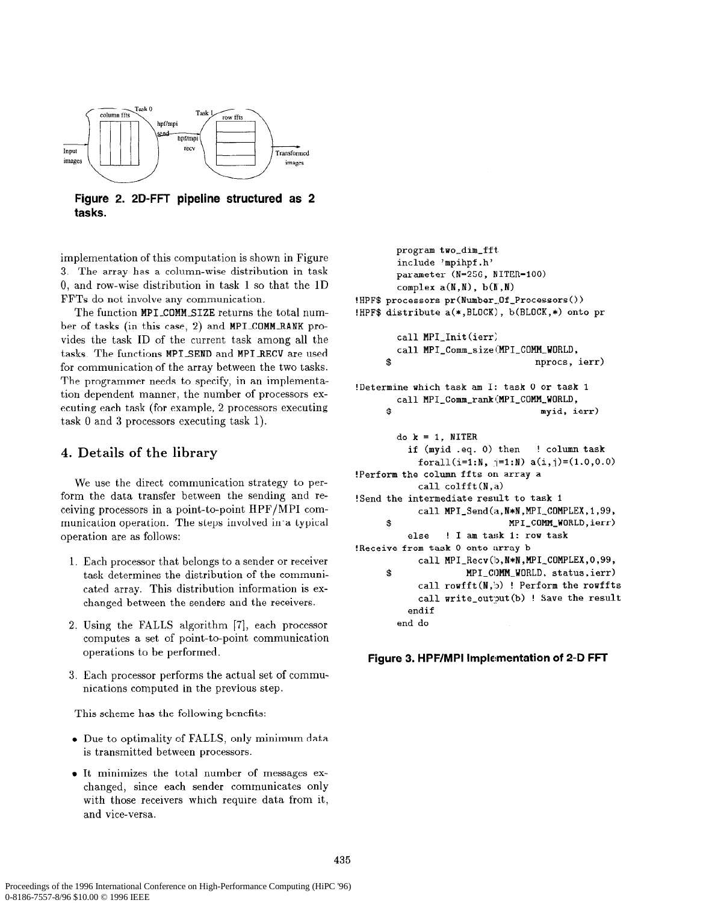Figure 2. 2D-FFT pipeline structured as 2 tasks.

implementation of this computation is shown in Figure 3. The array has a column-wise distribution in task 0, and row-wise distribution in task 1 so that the 1D FFTs do not involve any communication.

The function MPI_COMM_SIZE returns the total number of tasks (in this case, 2) and MPI_COMM_RANK provides the task ID of the current task among all the tasks. The functions MPI_SEND and MPI_RECV are used for communication of the array between the two tasks. The programmer needs to specify, in an implementation dependent manner, the number of processors executing each task (for example, 2 processors executing task 0 and 3 processors executing task 1).

## 4. Details of the library

We use the direct communication strategy to perform the data transfer between the sending and receiving processors in a point-to-point HPF/MPI communication operation. The steps involved in a typical operation are as follows:

1. Each processor that belongs to a sender or receiver task determines the distribution of the communicated array. This distribution information is exchanged between the senders and the receivers.
2. Using the FALLS algorithm [7], each processor computes a set of point-to-point communication operations to be performed.
3. Each processor performs the actual set of communications computed in the previous step.

This scheme has the following benefits:

- Due to optimality of FALLS, only minimum data is transmitted between processors.
- It minimizes the total number of messages exchanged, since each sender communicates only with those receivers which require data from it, and vice-versa.

```
      program two_dim_fft
      include 'mpihpf.h'
      parameter (N=256, NITER=100)
      complex a(N,N), b(N,N)
!HPF$ processors pr(Number_Of_Processors())
!HPF$ distribute a(*,BLOCK), b(BLOCK,*) onto pr

      call MPI_Init(ierr)
      call MPI_Comm_size(MPI_COMM_WORLD,
     $                        nprocs, ierr)

!Determine which task am I: task 0 or task 1
      call MPI_Comm_rank(MPI_COMM_WORLD,
     $                        myid, ierr)

      do k = 1, NITER
        if (myid .eq. 0) then   ! column task
          forall(i=1:N, j=1:N) a(i,j)=(1.0,0.0)
!Perform the column ffts on array a
          call colfft(N,a)
!Send the intermediate result to task 1
          call MPI_Send(a,N*N,MPI_COMPLEX,1,99,
     $                  MPI_COMM_WORLD,ierr)
        else   ! I am task 1: row task
!Receive from task 0 onto array b
          call MPI_Recv(b,N*N,MPI_COMPLEX,0,99,
     $          MPI_COMM_WORLD, status,ierr)
          call rowfft(N,b) ! Perform the rowffts
          call write_output(b) ! Save the result
        endif
      end do
```

Figure 3. HPF/MPI Implementation of 2-D FFT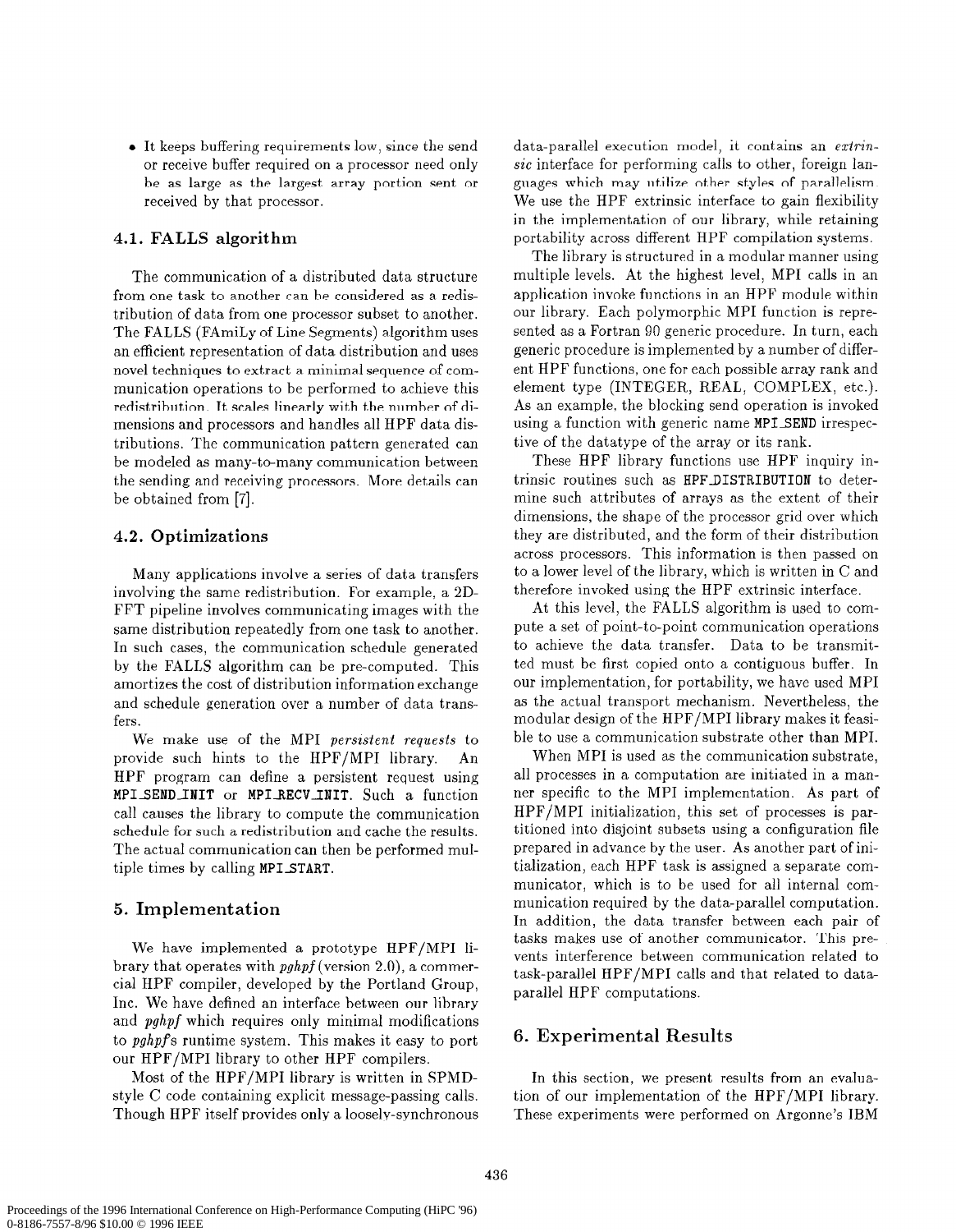- It keeps buffering requirements low, since the send or receive buffer required on a processor need only be as large as the largest array portion sent or received by that processor.

### 4.1. FALLS algorithm

The communication of a distributed data structure from one task to another can be considered as a redistribution of data from one processor subset to another. The FALLS (FAmiLy of Line Segments) algorithm uses an efficient representation of data distribution and uses novel techniques to extract a minimal sequence of communication operations to be performed to achieve this redistribution. It scales linearly with the number of dimensions and processors and handles all HPF data distributions. The communication pattern generated can be modeled as many-to-many communication between the sending and receiving processors. More details can be obtained from [7].

### 4.2. Optimizations

Many applications involve a series of data transfers involving the same redistribution. For example, a 2D-FFT pipeline involves communicating images with the same distribution repeatedly from one task to another. In such cases, the communication schedule generated by the FALLS algorithm can be pre-computed. This amortizes the cost of distribution information exchange and schedule generation over a number of data transfers.

We make use of the MPI *persistent requests* to provide such hints to the HPF/MPI library. An HPF program can define a persistent request using **MPI_SEND_INIT** or **MPI_RECV_INIT**. Such a function call causes the library to compute the communication schedule for such a redistribution and cache the results. The actual communication can then be performed multiple times by calling **MPI_START**.

## 5. Implementation

We have implemented a prototype HPF/MPI library that operates with *pghpf* (version 2.0), a commercial HPF compiler, developed by the Portland Group, Inc. We have defined an interface between our library and *pghpf* which requires only minimal modifications to *pghpf*'s runtime system. This makes it easy to port our HPF/MPI library to other HPF compilers.

Most of the HPF/MPI library is written in SPMD-style C code containing explicit message-passing calls. Though HPF itself provides only a loosely-synchronous data-parallel execution model, it contains an *extrinsic* interface for performing calls to other, foreign languages which may utilize other styles of parallelism. We use the HPF extrinsic interface to gain flexibility in the implementation of our library, while retaining portability across different HPF compilation systems.

The library is structured in a modular manner using multiple levels. At the highest level, MPI calls in an application invoke functions in an HPF module within our library. Each polymorphic MPI function is represented as a Fortran 90 generic procedure. In turn, each generic procedure is implemented by a number of different HPF functions, one for each possible array rank and element type (INTEGER, REAL, COMPLEX, etc.). As an example, the blocking send operation is invoked using a function with generic name **MPI_SEND** irrespective of the datatype of the array or its rank.

These HPF library functions use HPF inquiry intrinsic routines such as **HPF_DISTRIBUTION** to determine such attributes of arrays as the extent of their dimensions, the shape of the processor grid over which they are distributed, and the form of their distribution across processors. This information is then passed on to a lower level of the library, which is written in C and therefore invoked using the HPF extrinsic interface.

At this level, the FALLS algorithm is used to compute a set of point-to-point communication operations to achieve the data transfer. Data to be transmitted must be first copied onto a contiguous buffer. In our implementation, for portability, we have used MPI as the actual transport mechanism. Nevertheless, the modular design of the HPF/MPI library makes it feasible to use a communication substrate other than MPI.

When MPI is used as the communication substrate, all processes in a computation are initiated in a manner specific to the MPI implementation. As part of HPF/MPI initialization, this set of processes is partitioned into disjoint subsets using a configuration file prepared in advance by the user. As another part of initialization, each HPF task is assigned a separate communicator, which is to be used for all internal communication required by the data-parallel computation. In addition, the data transfer between each pair of tasks makes use of another communicator. This prevents interference between communication related to task-parallel HPF/MPI calls and that related to data-parallel HPF computations.

## 6. Experimental Results

In this section, we present results from an evaluation of our implementation of the HPF/MPI library. These experiments were performed on Argonne's IBM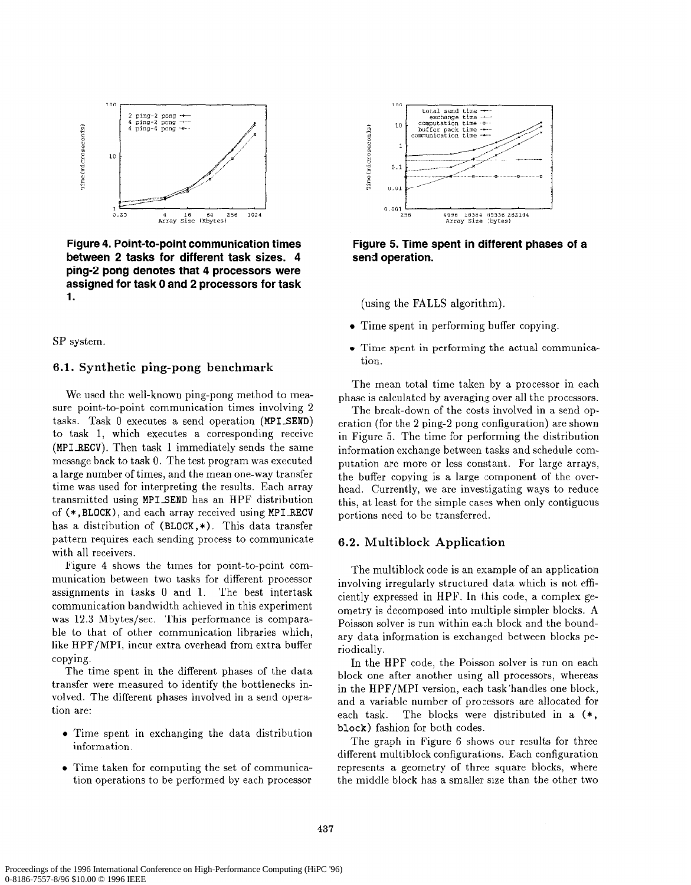**Figure 4. Point-to-point communication times between 2 tasks for different task sizes. 4 ping-2 pong denotes that 4 processors were assigned for task 0 and 2 processors for task 1.**

**Figure 5. Time spent in different phases of a send operation.**

SP system.

### 6.1. Synthetic ping-pong benchmark

We used the well-known ping-pong method to measure point-to-point communication times involving 2 tasks. Task 0 executes a send operation (**MPI_SEND**) to task 1, which executes a corresponding receive (**MPI_RECV**). Then task 1 immediately sends the same message back to task 0. The test program was executed a large number of times, and the mean one-way transfer time was used for interpreting the results. Each array transmitted using **MPI_SEND** has an HPF distribution of **(*,BLOCK)**, and each array received using **MPI_RECV** has a distribution of **(BLOCK,*)**. This data transfer pattern requires each sending process to communicate with all receivers.

Figure 4 shows the times for point-to-point communication between two tasks for different processor assignments in tasks 0 and 1. The best intertask communication bandwidth achieved in this experiment was 12.3 Mbytes/sec. This performance is comparable to that of other communication libraries which, like HPF/MPI, incur extra overhead from extra buffer copying.

The time spent in the different phases of the data transfer were measured to identify the bottlenecks involved. The different phases involved in a send operation are:

- Time spent in exchanging the data distribution information.
- Time taken for computing the set of communication operations to be performed by each processor (using the FALLS algorithm).
- Time spent in performing buffer copying.
- Time spent in performing the actual communication.

The mean total time taken by a processor in each phase is calculated by averaging over all the processors.

The break-down of the costs involved in a send operation (for the 2 ping-2 pong configuration) are shown in Figure 5. The time for performing the distribution information exchange between tasks and schedule computation are more or less constant. For large arrays, the buffer copying is a large component of the overhead. Currently, we are investigating ways to reduce this, at least for the simple cases when only contiguous portions need to be transferred.

### 6.2. Multiblock Application

The multiblock code is an example of an application involving irregularly structured data which is not efficiently expressed in HPF. In this code, a complex geometry is decomposed into multiple simpler blocks. A Poisson solver is run within each block and the boundary data information is exchanged between blocks periodically.

In the HPF code, the Poisson solver is run on each block one after another using all processors, whereas in the HPF/MPI version, each task handles one block, and a variable number of processors are allocated for each task. The blocks were distributed in a **(*, block)** fashion for both codes.

The graph in Figure 6 shows our results for three different multiblock configurations. Each configuration represents a geometry of three square blocks, where the middle block has a smaller size than the other two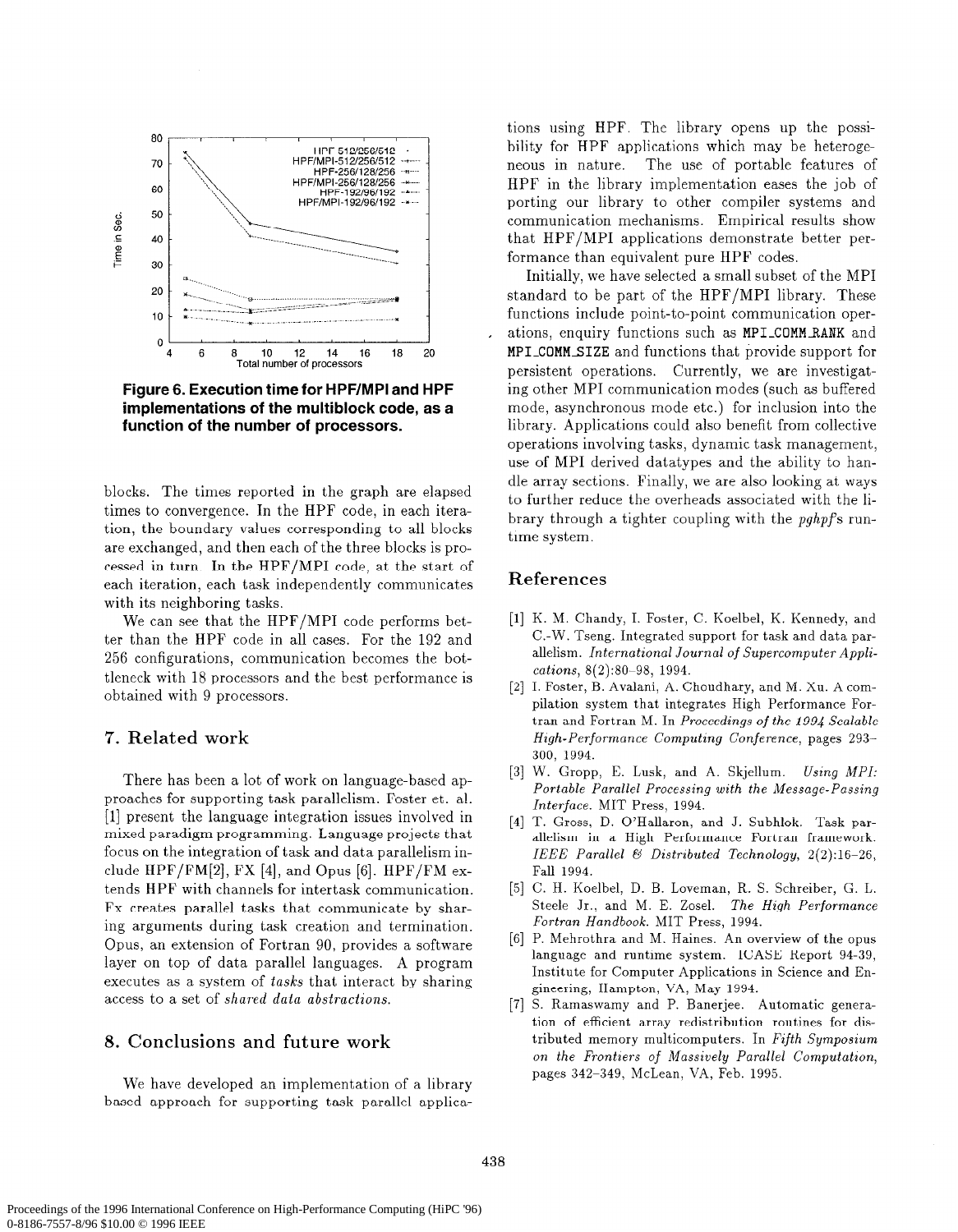80

70

60

50

40

30

20

10

0

4 6 8 10 12 14 16 18 20

Time in Sec.

Total number of processors

HPF-512/256/512
HPF/MPI-512/256/512
HPF-256/128/256
HPF/MPI-256/128/256
HPF-192/96/192
HPF/MPI-192/96/192

**Figure 6. Execution time for HPF/MPI and HPF implementations of the multiblock code, as a function of the number of processors.**

blocks. The times reported in the graph are elapsed times to convergence. In the HPF code, in each iteration, the boundary values corresponding to all blocks are exchanged, and then each of the three blocks is processed in turn. In the HPF/MPI code, at the start of each iteration, each task independently communicates with its neighboring tasks.

We can see that the HPF/MPI code performs better than the HPF code in all cases. For the 192 and 256 configurations, communication becomes the bottleneck with 18 processors and the best performance is obtained with 9 processors.

## 7. Related work

There has been a lot of work on language-based approaches for supporting task parallelism. Foster et. al. [1] present the language integration issues involved in mixed paradigm programming. Language projects that focus on the integration of task and data parallelism include HPF/FM[2], FX [4], and Opus [6]. HPF/FM extends HPF with channels for intertask communication. Fx creates parallel tasks that communicate by sharing arguments during task creation and termination. Opus, an extension of Fortran 90, provides a software layer on top of data parallel languages. A program executes as a system of *tasks* that interact by sharing access to a set of *shared data abstractions.*

## 8. Conclusions and future work

We have developed an implementation of a library based approach for supporting task parallel applications using HPF. The library opens up the possibility for HPF applications which may be heterogeneous in nature. The use of portable features of HPF in the library implementation eases the job of porting our library to other compiler systems and communication mechanisms. Empirical results show that HPF/MPI applications demonstrate better performance than equivalent pure HPF codes.

Initially, we have selected a small subset of the MPI standard to be part of the HPF/MPI library. These functions include point-to-point communication operations, enquiry functions such as `MPI_COMM_RANK` and `MPI_COMM_SIZE` and functions that provide support for persistent operations. Currently, we are investigating other MPI communication modes (such as buffered mode, asynchronous mode etc.) for inclusion into the library. Applications could also benefit from collective operations involving tasks, dynamic task management, use of MPI derived datatypes and the ability to handle array sections. Finally, we are also looking at ways to further reduce the overheads associated with the library through a tighter coupling with the *pghpf*'s runtime system.

## References

[1] K. M. Chandy, I. Foster, C. Koelbel, K. Kennedy, and C.-W. Tseng. Integrated support for task and data parallelism. *International Journal of Supercomputer Applications*, 8(2):80–98, 1994.

[2] I. Foster, B. Avalani, A. Choudhary, and M. Xu. A compilation system that integrates High Performance Fortran and Fortran M. In *Proceedings of the 1994 Scalable High-Performance Computing Conference*, pages 293–300, 1994.

[3] W. Gropp, E. Lusk, and A. Skjellum. *Using MPI: Portable Parallel Processing with the Message-Passing Interface*. MIT Press, 1994.

[4] T. Gross, D. O'Hallaron, and J. Subhlok. Task parallelism in a High Performance Fortran framework. *IEEE Parallel & Distributed Technology*, 2(2):16–26, Fall 1994.

[5] C. H. Koelbel, D. B. Loveman, R. S. Schreiber, G. L. Steele Jr., and M. E. Zosel. *The High Performance Fortran Handbook*. MIT Press, 1994.

[6] P. Mehrothra and M. Haines. An overview of the opus language and runtime system. ICASE Report 94-39, Institute for Computer Applications in Science and Engineering, Hampton, VA, May 1994.

[7] S. Ramaswamy and P. Banerjee. Automatic generation of efficient array redistribution routines for distributed memory multicomputers. In *Fifth Symposium on the Frontiers of Massively Parallel Computation*, pages 342–349, McLean, VA, Feb. 1995.